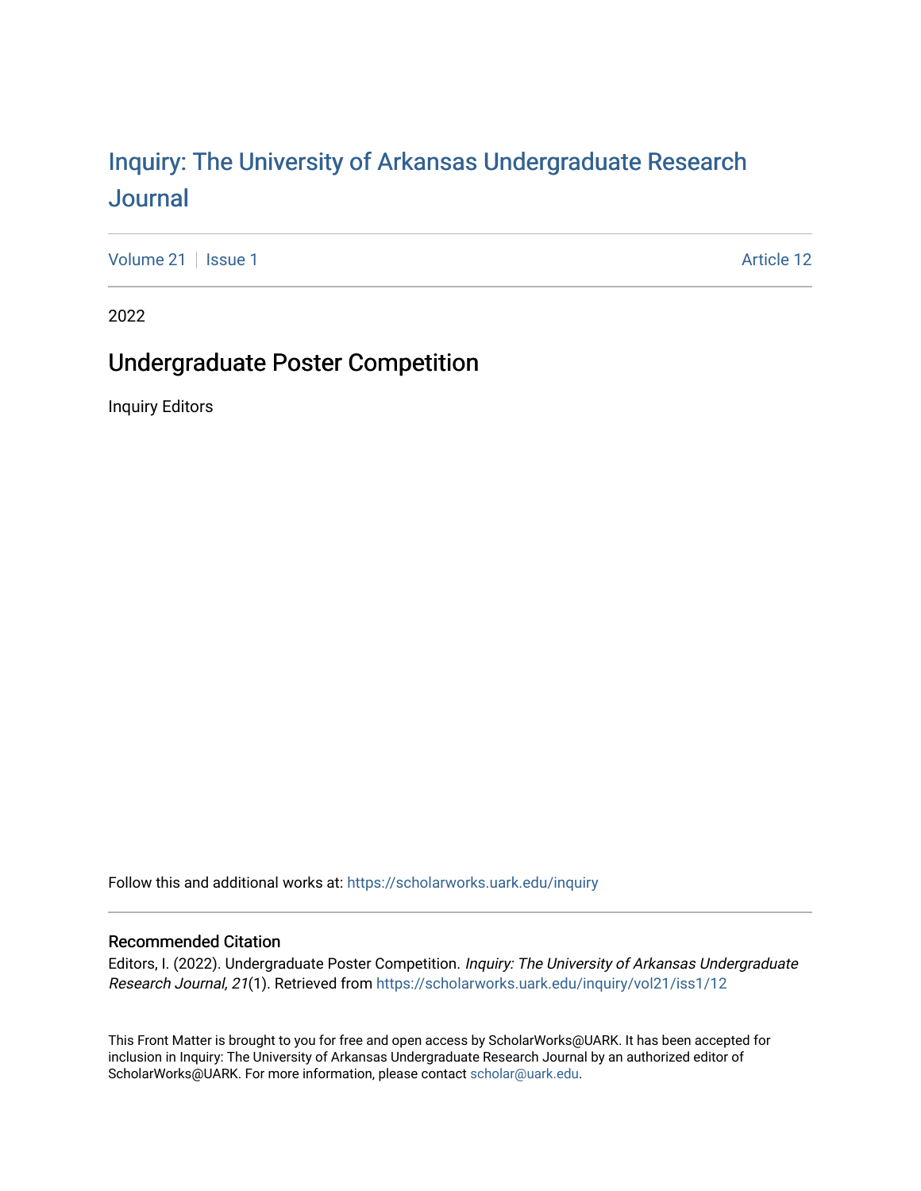# Inquiry: The University of Arkansas Undergraduate Research Journal

Volume 21 | Issue 1 Article 12

2022

## Undergraduate Poster Competition

Inquiry Editors

Follow this and additional works at: https://scholarworks.uark.edu/inquiry

### Recommended Citation

Editors, I. (2022). Undergraduate Poster Competition. *Inquiry: The University of Arkansas Undergraduate Research Journal, 21*(1). Retrieved from https://scholarworks.uark.edu/inquiry/vol21/iss1/12

This Front Matter is brought to you for free and open access by ScholarWorks@UARK. It has been accepted for inclusion in Inquiry: The University of Arkansas Undergraduate Research Journal by an authorized editor of ScholarWorks@UARK. For more information, please contact scholar@uark.edu.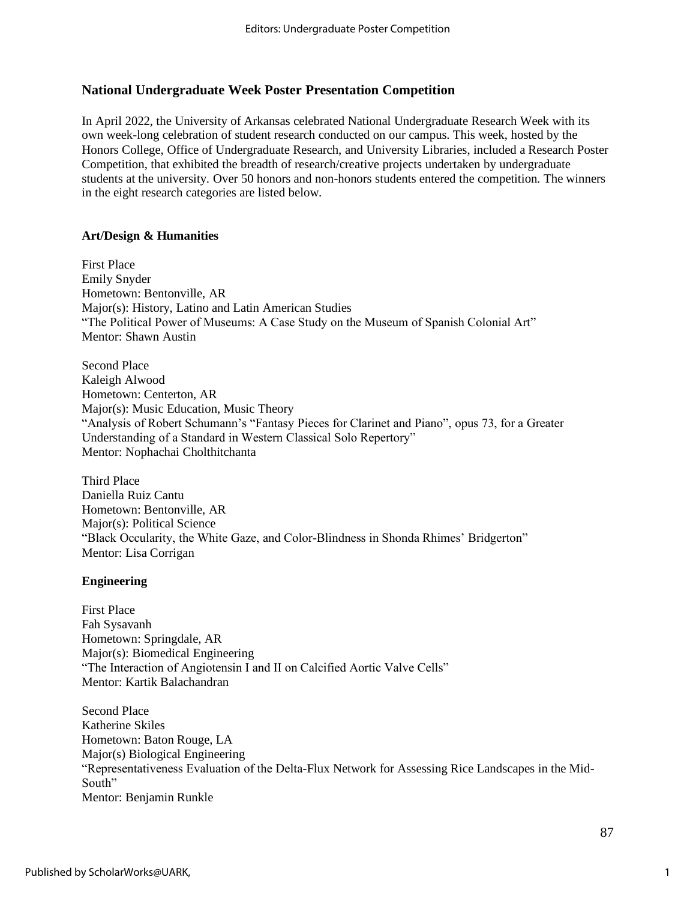## National Undergraduate Week Poster Presentation Competition

In April 2022, the University of Arkansas celebrated National Undergraduate Research Week with its own week-long celebration of student research conducted on our campus. This week, hosted by the Honors College, Office of Undergraduate Research, and University Libraries, included a Research Poster Competition, that exhibited the breadth of research/creative projects undertaken by undergraduate students at the university. Over 50 honors and non-honors students entered the competition. The winners in the eight research categories are listed below.

### Art/Design & Humanities

First Place
Emily Snyder
Hometown: Bentonville, AR
Major(s): History, Latino and Latin American Studies
"The Political Power of Museums: A Case Study on the Museum of Spanish Colonial Art"
Mentor: Shawn Austin

Second Place
Kaleigh Alwood
Hometown: Centerton, AR
Major(s): Music Education, Music Theory
"Analysis of Robert Schumann's "Fantasy Pieces for Clarinet and Piano", opus 73, for a Greater Understanding of a Standard in Western Classical Solo Repertory"
Mentor: Nophachai Cholthitchanta

Third Place
Daniella Ruiz Cantu
Hometown: Bentonville, AR
Major(s): Political Science
"Black Occularity, the White Gaze, and Color-Blindness in Shonda Rhimes' Bridgerton"
Mentor: Lisa Corrigan

### Engineering

First Place
Fah Sysavanh
Hometown: Springdale, AR
Major(s): Biomedical Engineering
"The Interaction of Angiotensin I and II on Calcified Aortic Valve Cells"
Mentor: Kartik Balachandran

Second Place
Katherine Skiles
Hometown: Baton Rouge, LA
Major(s) Biological Engineering
"Representativeness Evaluation of the Delta-Flux Network for Assessing Rice Landscapes in the Mid-South"
Mentor: Benjamin Runkle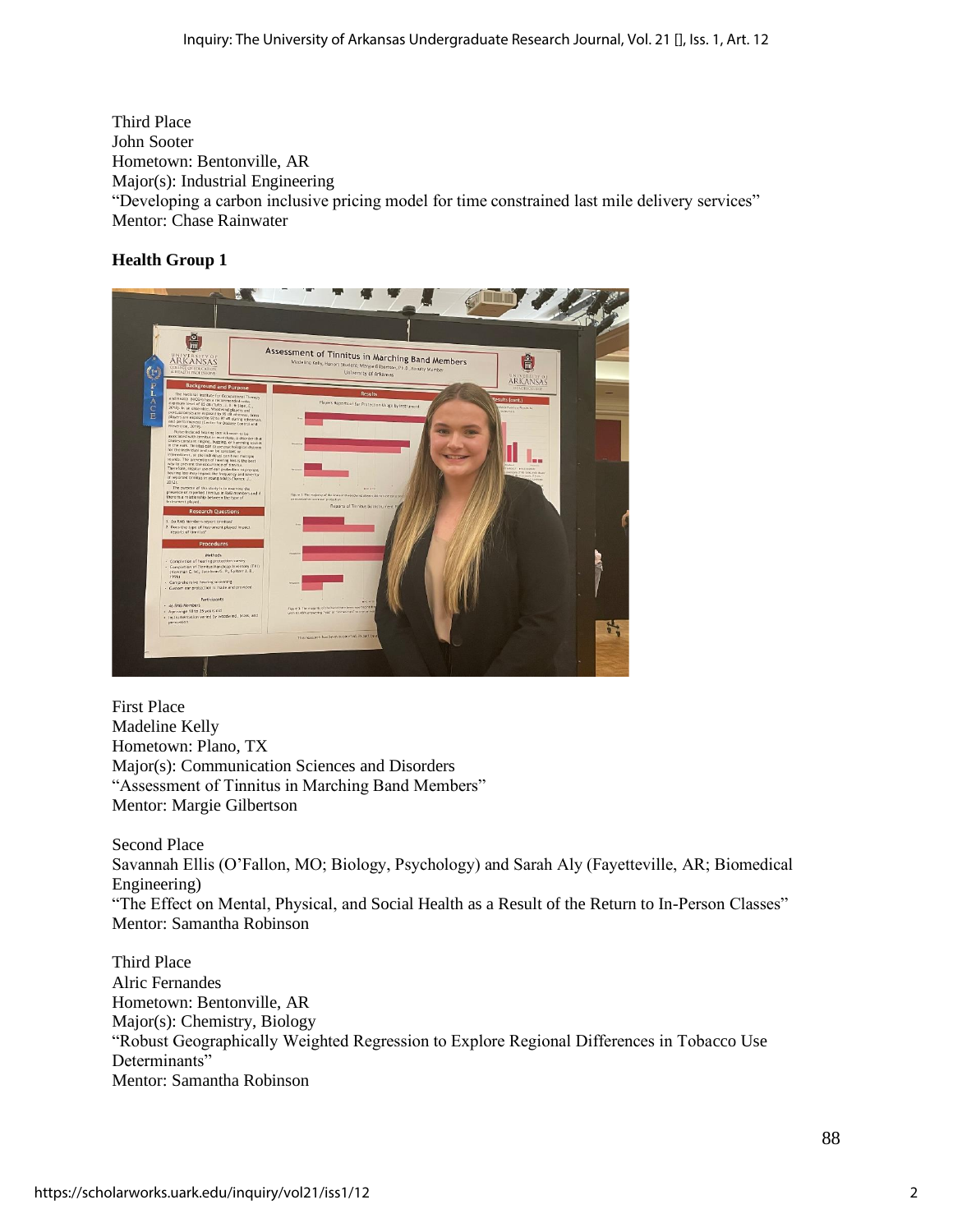Third Place
John Sooter
Hometown: Bentonville, AR
Major(s): Industrial Engineering
"Developing a carbon inclusive pricing model for time constrained last mile delivery services"
Mentor: Chase Rainwater

**Health Group 1**

First Place
Madeline Kelly
Hometown: Plano, TX
Major(s): Communication Sciences and Disorders
"Assessment of Tinnitus in Marching Band Members"
Mentor: Margie Gilbertson

Second Place
Savannah Ellis (O'Fallon, MO; Biology, Psychology) and Sarah Aly (Fayetteville, AR; Biomedical Engineering)
"The Effect on Mental, Physical, and Social Health as a Result of the Return to In-Person Classes"
Mentor: Samantha Robinson

Third Place
Alric Fernandes
Hometown: Bentonville, AR
Major(s): Chemistry, Biology
"Robust Geographically Weighted Regression to Explore Regional Differences in Tobacco Use Determinants"
Mentor: Samantha Robinson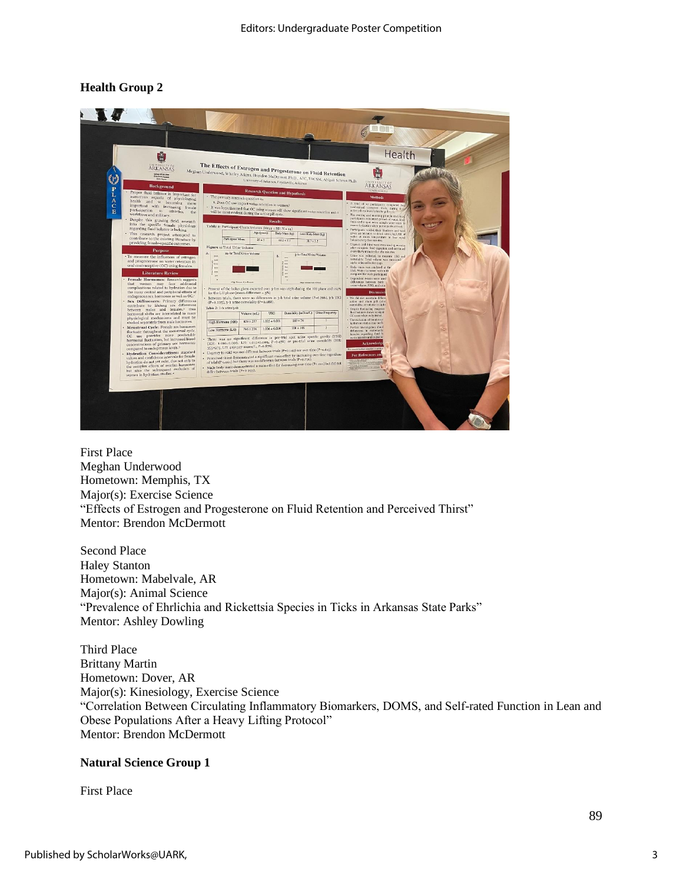### Health Group 2

First Place
Meghan Underwood
Hometown: Memphis, TX
Major(s): Exercise Science
"Effects of Estrogen and Progesterone on Fluid Retention and Perceived Thirst"
Mentor: Brendon McDermott

Second Place
Haley Stanton
Hometown: Mabelvale, AR
Major(s): Animal Science
"Prevalence of Ehrlichia and Rickettsia Species in Ticks in Arkansas State Parks"
Mentor: Ashley Dowling

Third Place
Brittany Martin
Hometown: Dover, AR
Major(s): Kinesiology, Exercise Science
"Correlation Between Circulating Inflammatory Biomarkers, DOMS, and Self-rated Function in Lean and Obese Populations After a Heavy Lifting Protocol"
Mentor: Brendon McDermott

### Natural Science Group 1

First Place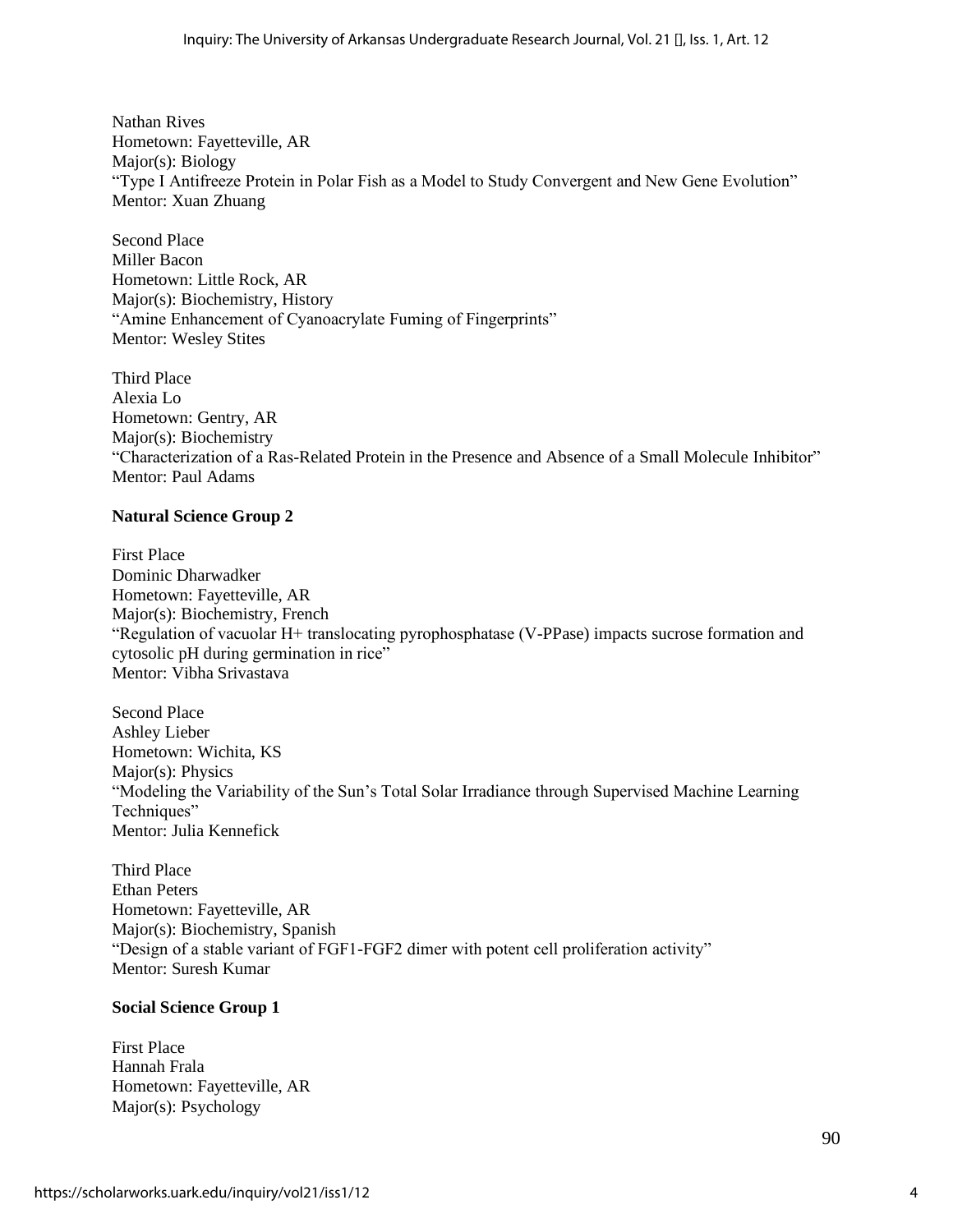Nathan Rives
Hometown: Fayetteville, AR
Major(s): Biology
"Type I Antifreeze Protein in Polar Fish as a Model to Study Convergent and New Gene Evolution"
Mentor: Xuan Zhuang

Second Place
Miller Bacon
Hometown: Little Rock, AR
Major(s): Biochemistry, History
"Amine Enhancement of Cyanoacrylate Fuming of Fingerprints"
Mentor: Wesley Stites

Third Place
Alexia Lo
Hometown: Gentry, AR
Major(s): Biochemistry
"Characterization of a Ras-Related Protein in the Presence and Absence of a Small Molecule Inhibitor"
Mentor: Paul Adams

**Natural Science Group 2**

First Place
Dominic Dharwadker
Hometown: Fayetteville, AR
Major(s): Biochemistry, French
"Regulation of vacuolar H+ translocating pyrophosphatase (V-PPase) impacts sucrose formation and cytosolic pH during germination in rice"
Mentor: Vibha Srivastava

Second Place
Ashley Lieber
Hometown: Wichita, KS
Major(s): Physics
"Modeling the Variability of the Sun's Total Solar Irradiance through Supervised Machine Learning Techniques"
Mentor: Julia Kennefick

Third Place
Ethan Peters
Hometown: Fayetteville, AR
Major(s): Biochemistry, Spanish
"Design of a stable variant of FGF1-FGF2 dimer with potent cell proliferation activity"
Mentor: Suresh Kumar

**Social Science Group 1**

First Place
Hannah Frala
Hometown: Fayetteville, AR
Major(s): Psychology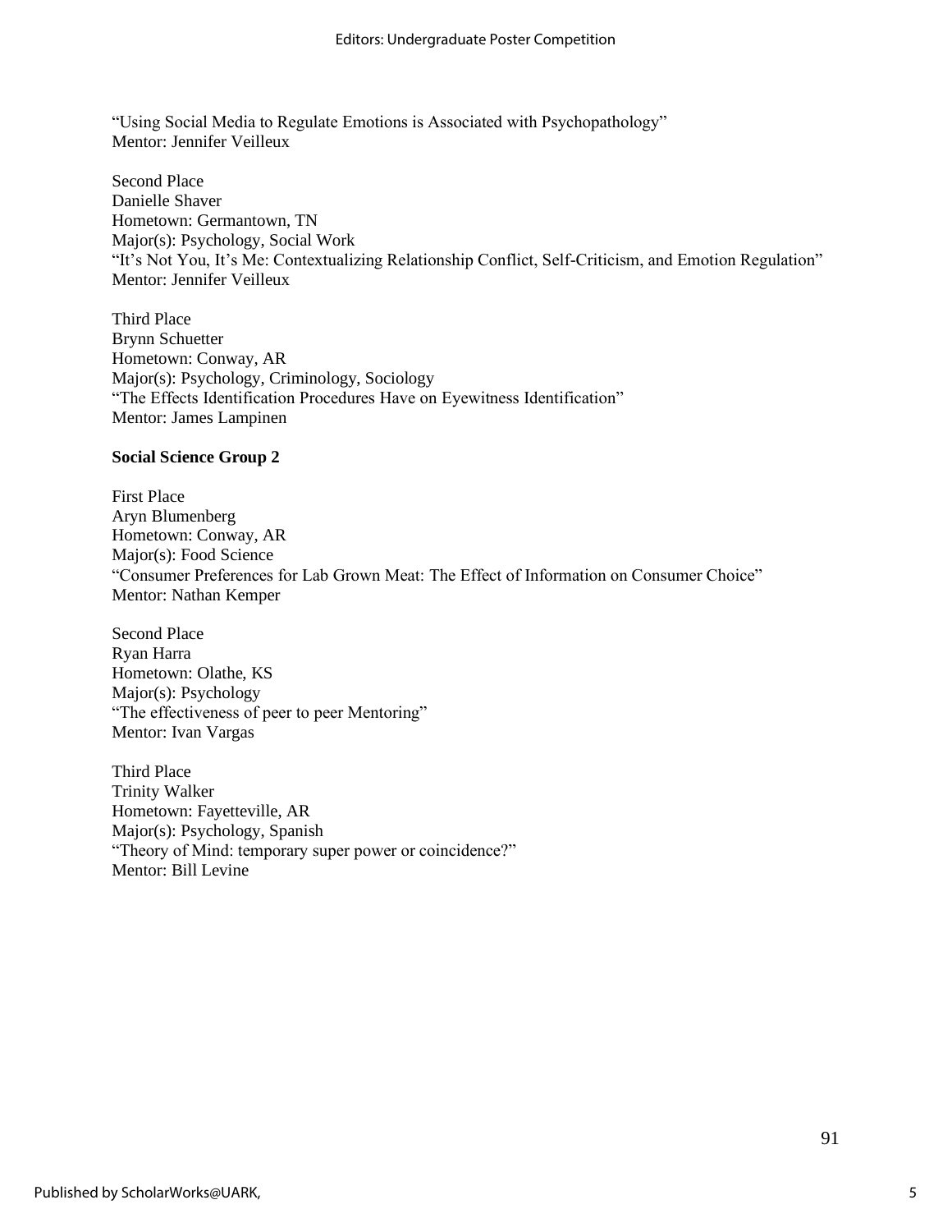"Using Social Media to Regulate Emotions is Associated with Psychopathology"
Mentor: Jennifer Veilleux

Second Place
Danielle Shaver
Hometown: Germantown, TN
Major(s): Psychology, Social Work
"It's Not You, It's Me: Contextualizing Relationship Conflict, Self-Criticism, and Emotion Regulation"
Mentor: Jennifer Veilleux

Third Place
Brynn Schuetter
Hometown: Conway, AR
Major(s): Psychology, Criminology, Sociology
"The Effects Identification Procedures Have on Eyewitness Identification"
Mentor: James Lampinen

**Social Science Group 2**

First Place
Aryn Blumenberg
Hometown: Conway, AR
Major(s): Food Science
"Consumer Preferences for Lab Grown Meat: The Effect of Information on Consumer Choice"
Mentor: Nathan Kemper

Second Place
Ryan Harra
Hometown: Olathe, KS
Major(s): Psychology
"The effectiveness of peer to peer Mentoring"
Mentor: Ivan Vargas

Third Place
Trinity Walker
Hometown: Fayetteville, AR
Major(s): Psychology, Spanish
"Theory of Mind: temporary super power or coincidence?"
Mentor: Bill Levine